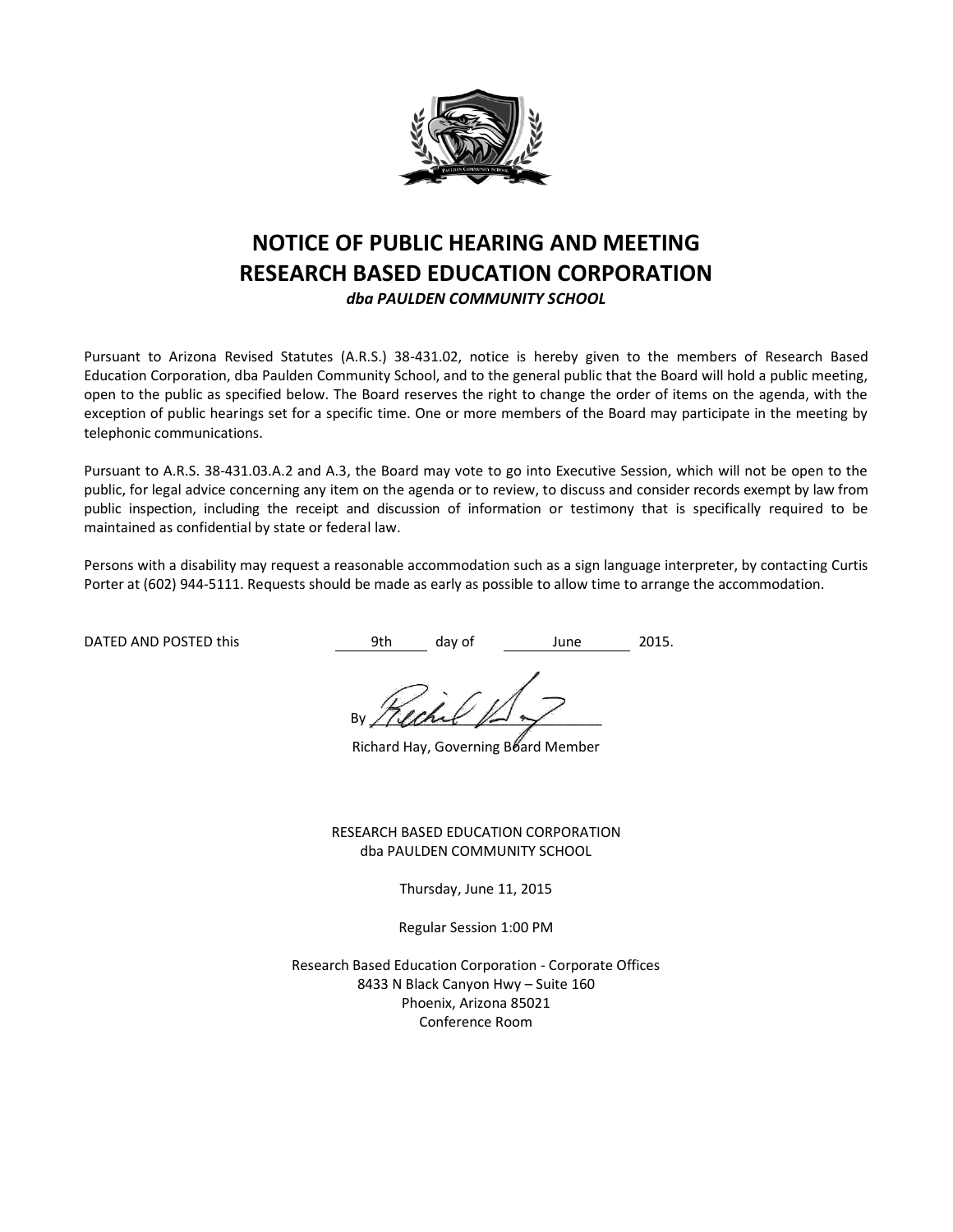# NOTICE OF PUBLIC HEARING AND MEETING
# RESEARCH BASED EDUCATION CORPORATION

***dba PAULDEN COMMUNITY SCHOOL***

Pursuant to Arizona Revised Statutes (A.R.S.) 38-431.02, notice is hereby given to the members of Research Based Education Corporation, dba Paulden Community School, and to the general public that the Board will hold a public meeting, open to the public as specified below. The Board reserves the right to change the order of items on the agenda, with the exception of public hearings set for a specific time. One or more members of the Board may participate in the meeting by telephonic communications.

Pursuant to A.R.S. 38-431.03.A.2 and A.3, the Board may vote to go into Executive Session, which will not be open to the public, for legal advice concerning any item on the agenda or to review, to discuss and consider records exempt by law from public inspection, including the receipt and discussion of information or testimony that is specifically required to be maintained as confidential by state or federal law.

Persons with a disability may request a reasonable accommodation such as a sign language interpreter, by contacting Curtis Porter at (602) 944-5111. Requests should be made as early as possible to allow time to arrange the accommodation.

DATED AND POSTED this 9th day of June 2015.

By ______________________

Richard Hay, Governing Board Member

RESEARCH BASED EDUCATION CORPORATION
dba PAULDEN COMMUNITY SCHOOL

Thursday, June 11, 2015

Regular Session 1:00 PM

Research Based Education Corporation - Corporate Offices
8433 N Black Canyon Hwy – Suite 160
Phoenix, Arizona 85021
Conference Room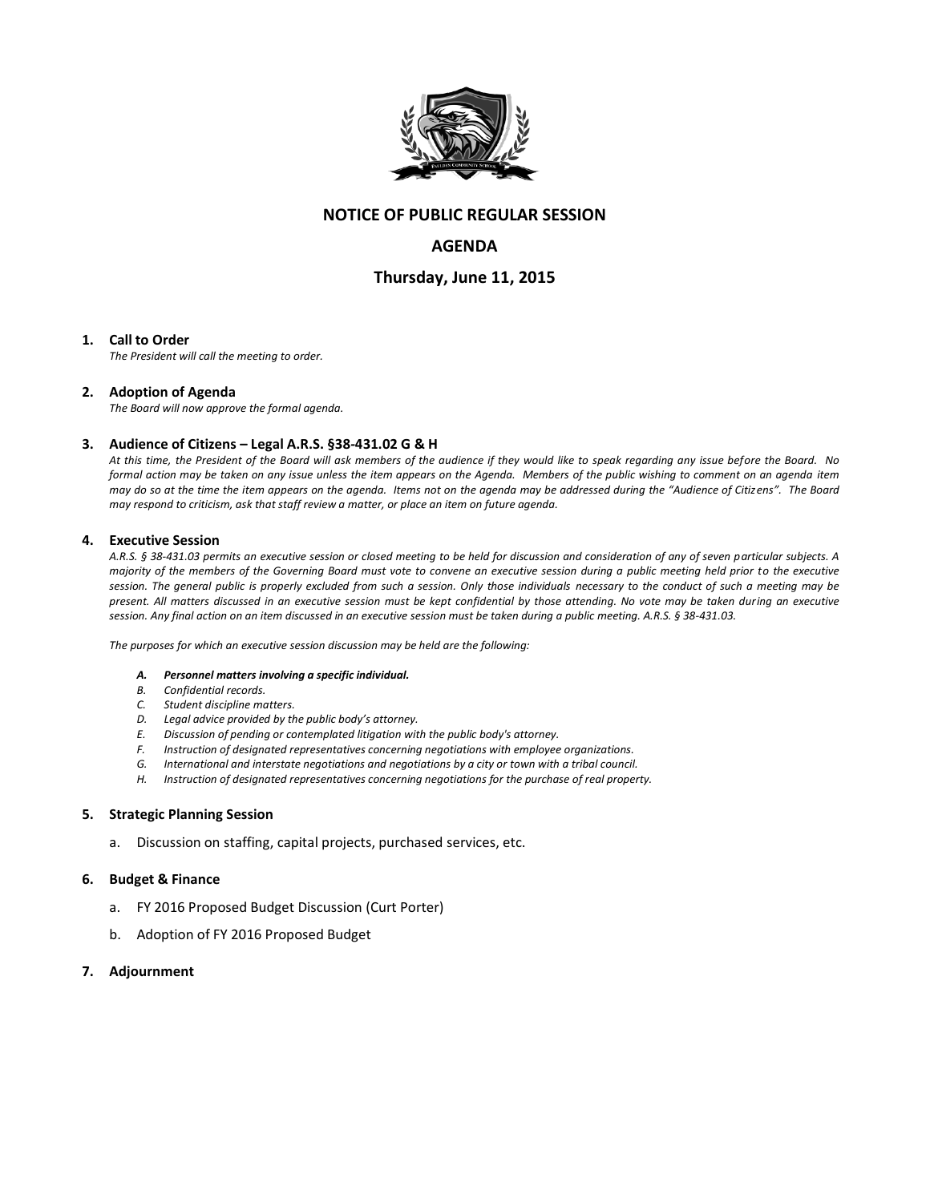## NOTICE OF PUBLIC REGULAR SESSION

## AGENDA

## Thursday, June 11, 2015

1. **Call to Order**
   *The President will call the meeting to order.*

2. **Adoption of Agenda**
   *The Board will now approve the formal agenda.*

3. **Audience of Citizens – Legal A.R.S. §38-431.02 G & H**
   *At this time, the President of the Board will ask members of the audience if they would like to speak regarding any issue before the Board. No formal action may be taken on any issue unless the item appears on the Agenda. Members of the public wishing to comment on an agenda item may do so at the time the item appears on the agenda. Items not on the agenda may be addressed during the "Audience of Citizens". The Board may respond to criticism, ask that staff review a matter, or place an item on future agenda.*

4. **Executive Session**
   *A.R.S. § 38-431.03 permits an executive session or closed meeting to be held for discussion and consideration of any of seven particular subjects. A majority of the members of the Governing Board must vote to convene an executive session during a public meeting held prior to the executive session. The general public is properly excluded from such a session. Only those individuals necessary to the conduct of such a meeting may be present. All matters discussed in an executive session must be kept confidential by those attending. No vote may be taken during an executive session. Any final action on an item discussed in an executive session must be taken during a public meeting. A.R.S. § 38-431.03.*

   *The purposes for which an executive session discussion may be held are the following:*

   - ***A. Personnel matters involving a specific individual.***
   - *B. Confidential records.*
   - *C. Student discipline matters.*
   - *D. Legal advice provided by the public body's attorney.*
   - *E. Discussion of pending or contemplated litigation with the public body's attorney.*
   - *F. Instruction of designated representatives concerning negotiations with employee organizations.*
   - *G. International and interstate negotiations and negotiations by a city or town with a tribal council.*
   - *H. Instruction of designated representatives concerning negotiations for the purchase of real property.*

5. **Strategic Planning Session**
   - a. Discussion on staffing, capital projects, purchased services, etc.

6. **Budget & Finance**
   - a. FY 2016 Proposed Budget Discussion (Curt Porter)
   - b. Adoption of FY 2016 Proposed Budget

7. **Adjournment**